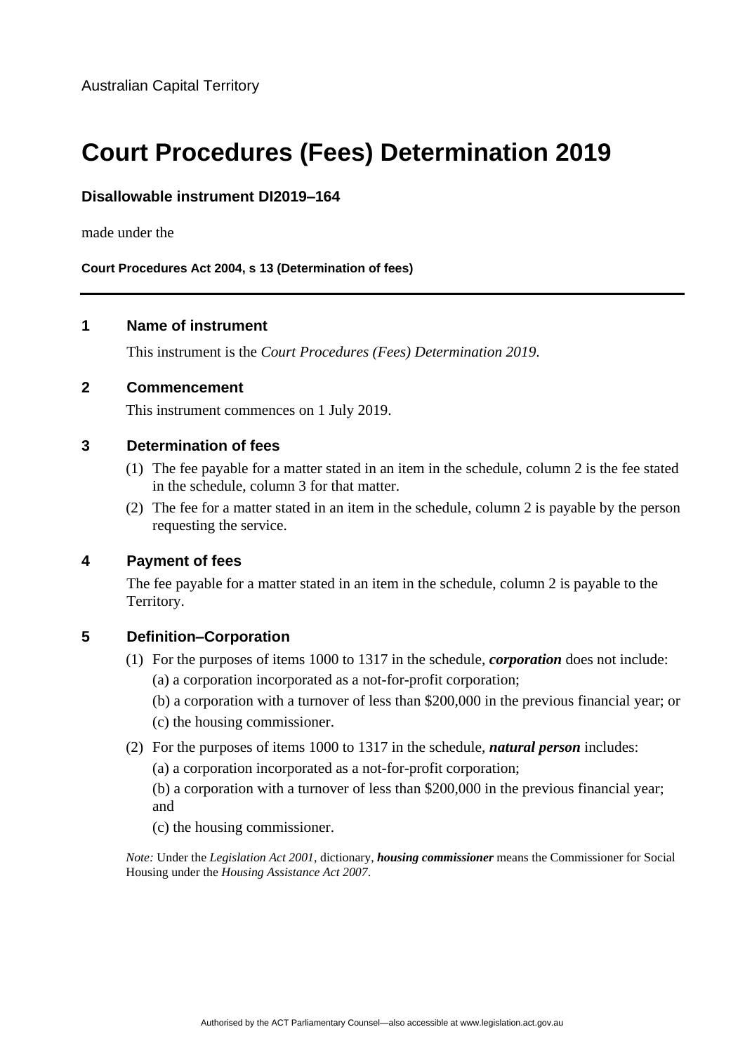Australian Capital Territory

# Court Procedures (Fees) Determination 2019

**Disallowable instrument DI2019–164**

made under the

**Court Procedures Act 2004, s 13 (Determination of fees)**

---

## 1 Name of instrument

This instrument is the *Court Procedures (Fees) Determination 2019*.

## 2 Commencement

This instrument commences on 1 July 2019.

## 3 Determination of fees

(1) The fee payable for a matter stated in an item in the schedule, column 2 is the fee stated in the schedule, column 3 for that matter.

(2) The fee for a matter stated in an item in the schedule, column 2 is payable by the person requesting the service.

## 4 Payment of fees

The fee payable for a matter stated in an item in the schedule, column 2 is payable to the Territory.

## 5 Definition–Corporation

(1) For the purposes of items 1000 to 1317 in the schedule, ***corporation*** does not include:

(a) a corporation incorporated as a not-for-profit corporation;

(b) a corporation with a turnover of less than $200,000 in the previous financial year; or

(c) the housing commissioner.

(2) For the purposes of items 1000 to 1317 in the schedule, ***natural person*** includes:

(a) a corporation incorporated as a not-for-profit corporation;

(b) a corporation with a turnover of less than $200,000 in the previous financial year; and

(c) the housing commissioner.

*Note:* Under the *Legislation Act 2001*, dictionary, ***housing commissioner*** means the Commissioner for Social Housing under the *Housing Assistance Act 2007*.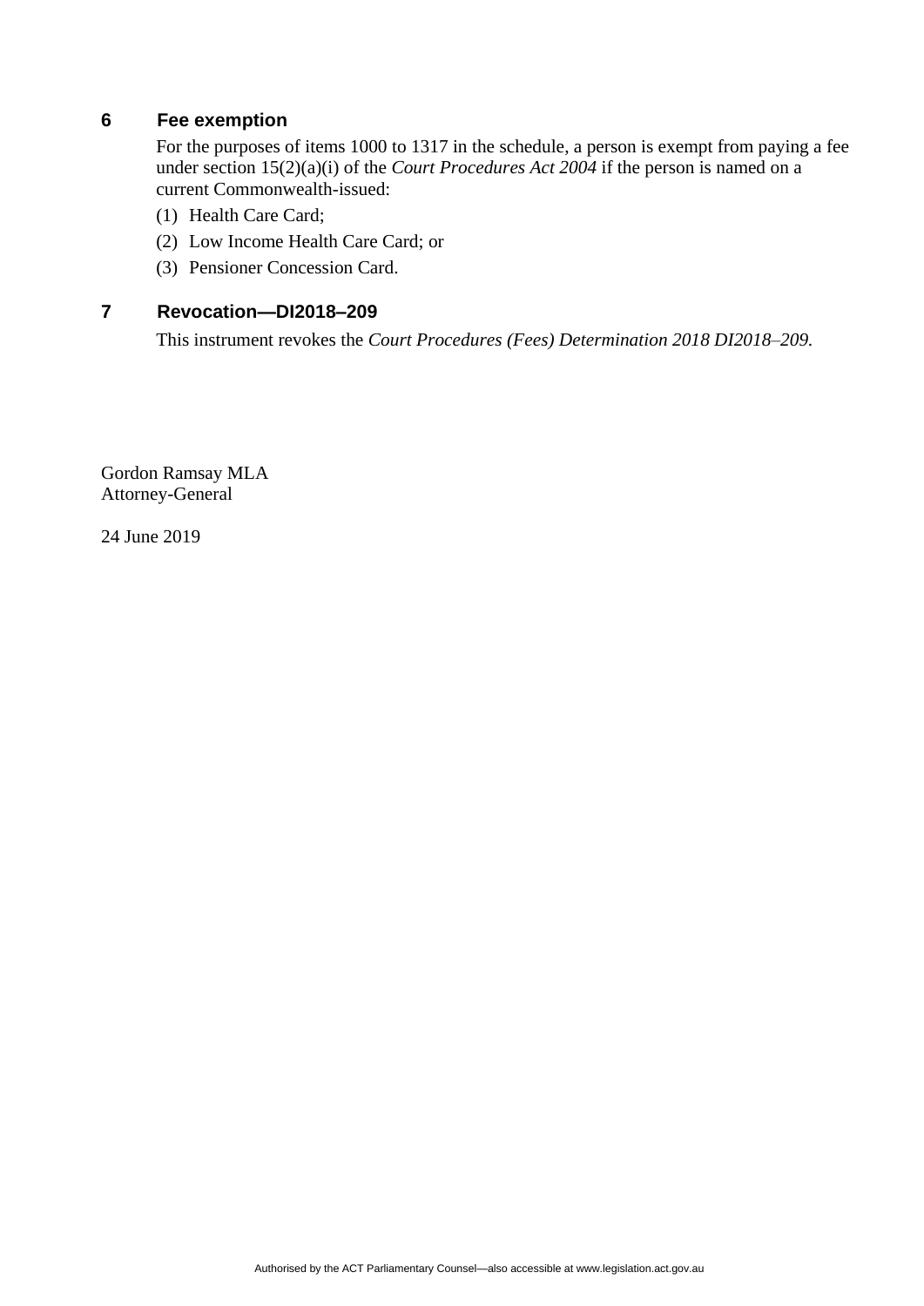## 6 Fee exemption

For the purposes of items 1000 to 1317 in the schedule, a person is exempt from paying a fee under section 15(2)(a)(i) of the *Court Procedures Act 2004* if the person is named on a current Commonwealth-issued:

(1) Health Care Card;

(2) Low Income Health Care Card; or

(3) Pensioner Concession Card.

## 7 Revocation—DI2018–209

This instrument revokes the *Court Procedures (Fees) Determination 2018 DI2018–209.*

Gordon Ramsay MLA
Attorney-General

24 June 2019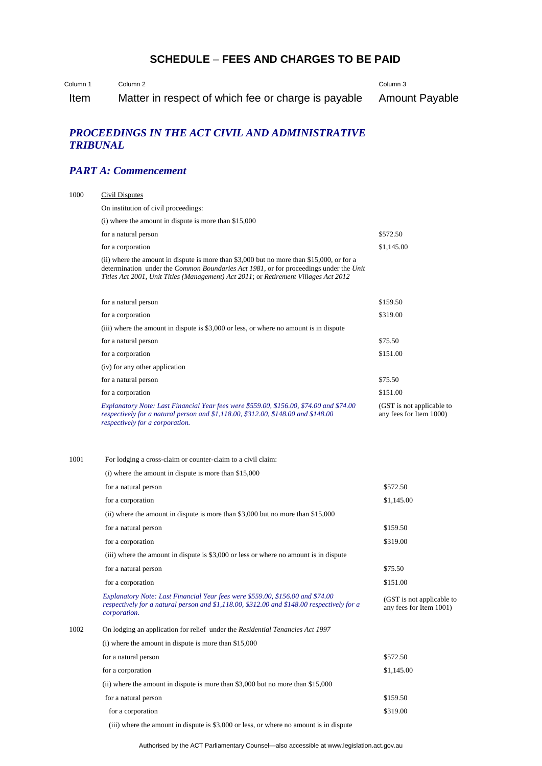# SCHEDULE – FEES AND CHARGES TO BE PAID

| Column 1<br>Item | Column 2<br>Matter in respect of which fee or charge is payable | Column 3<br>Amount Payable |
|---|---|---|

## *PROCEEDINGS IN THE ACT CIVIL AND ADMINISTRATIVE TRIBUNAL*

## *PART A: Commencement*

| Item | Matter in respect of which fee or charge is payable | Amount Payable |
|---|---|---|
| 1000 | Civil Disputes | |
| | On institution of civil proceedings: | |
| | (i) where the amount in dispute is more than $15,000 | |
| | for a natural person | $572.50 |
| | for a corporation | $1,145.00 |
| | (ii) where the amount in dispute is more than $3,000 but no more than $15,000, or for a determination under the *Common Boundaries Act 1981*, or for proceedings under the *Unit Titles Act 2001*, *Unit Titles (Management) Act 2011*; or *Retirement Villages Act 2012* | |
| | for a natural person | $159.50 |
| | for a corporation | $319.00 |
| | (iii) where the amount in dispute is $3,000 or less, or where no amount is in dispute | |
| | for a natural person | $75.50 |
| | for a corporation | $151.00 |
| | (iv) for any other application | |
| | for a natural person | $75.50 |
| | for a corporation | $151.00 |
| | *Explanatory Note: Last Financial Year fees were $559.00, $156.00, $74.00 and $74.00 respectively for a natural person and $1,118.00, $312.00, $148.00 and $148.00 respectively for a corporation.* | (GST is not applicable to any fees for Item 1000) |
| 1001 | For lodging a cross-claim or counter-claim to a civil claim: | |
| | (i) where the amount in dispute is more than $15,000 | |
| | for a natural person | $572.50 |
| | for a corporation | $1,145.00 |
| | (ii) where the amount in dispute is more than $3,000 but no more than $15,000 | |
| | for a natural person | $159.50 |
| | for a corporation | $319.00 |
| | (iii) where the amount in dispute is $3,000 or less or where no amount is in dispute | |
| | for a natural person | $75.50 |
| | for a corporation | $151.00 |
| | *Explanatory Note: Last Financial Year fees were $559.00, $156.00 and $74.00 respectively for a natural person and $1,118.00, $312.00 and $148.00 respectively for a corporation.* | (GST is not applicable to any fees for Item 1001) |
| 1002 | On lodging an application for relief under the *Residential Tenancies Act 1997* | |
| | (i) where the amount in dispute is more than $15,000 | |
| | for a natural person | $572.50 |
| | for a corporation | $1,145.00 |
| | (ii) where the amount in dispute is more than $3,000 but no more than $15,000 | |
| | for a natural person | $159.50 |
| | for a corporation | $319.00 |
| | (iii) where the amount in dispute is $3,000 or less, or where no amount is in dispute | |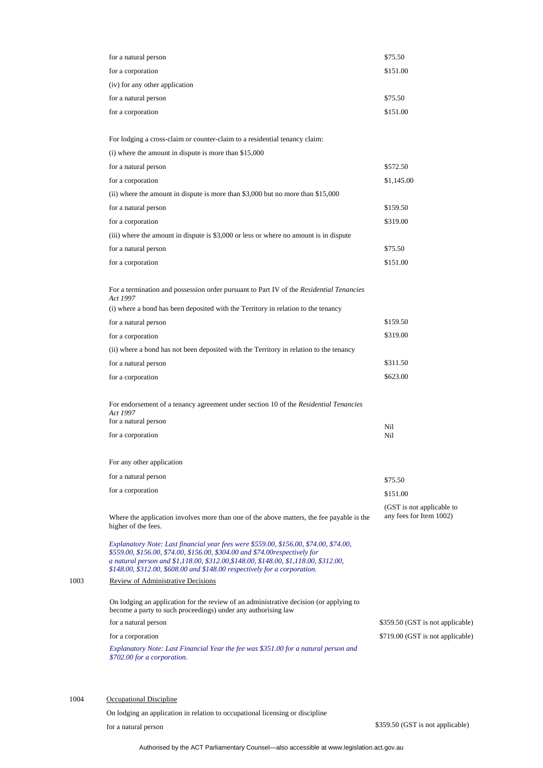| | | |
|---|---|---|
| | for a natural person | $75.50 |
| | for a corporation | $151.00 |
| | (iv) for any other application | |
| | for a natural person | $75.50 |
| | for a corporation | $151.00 |
| | For lodging a cross-claim or counter-claim to a residential tenancy claim: | |
| | (i) where the amount in dispute is more than $15,000 | |
| | for a natural person | $572.50 |
| | for a corporation | $1,145.00 |
| | (ii) where the amount in dispute is more than $3,000 but no more than $15,000 | |
| | for a natural person | $159.50 |
| | for a corporation | $319.00 |
| | (iii) where the amount in dispute is $3,000 or less or where no amount is in dispute | |
| | for a natural person | $75.50 |
| | for a corporation | $151.00 |
| | For a termination and possession order pursuant to Part IV of the *Residential Tenancies Act 1997* | |
| | (i) where a bond has been deposited with the Territory in relation to the tenancy | |
| | for a natural person | $159.50 |
| | for a corporation | $319.00 |
| | (ii) where a bond has not been deposited with the Territory in relation to the tenancy | |
| | for a natural person | $311.50 |
| | for a corporation | $623.00 |
| | For endorsement of a tenancy agreement under section 10 of the *Residential Tenancies Act 1997* | |
| | for a natural person | Nil |
| | for a corporation | Nil |
| | For any other application | |
| | for a natural person | $75.50 |
| | for a corporation | $151.00 |
| | Where the application involves more than one of the above matters, the fee payable is the higher of the fees. | (GST is not applicable to any fees for Item 1002) |
| | *Explanatory Note: Last financial year fees were $559.00, $156.00, $74.00, $74.00, $559.00, $156.00, $74.00, $156.00, $304.00 and $74.00respectively for a natural person and $1,118.00, $312.00,$148.00, $148.00, $1,118.00, $312.00, $148.00, $312.00, $608.00 and $148.00 respectively for a corporation.* | |
| 1003 | Review of Administrative Decisions | |
| | On lodging an application for the review of an administrative decision (or applying to become a party to such proceedings) under any authorising law | |
| | for a natural person | $359.50 (GST is not applicable) |
| | for a corporation | $719.00 (GST is not applicable) |
| | *Explanatory Note: Last Financial Year the fee was $351.00 for a natural person and $702.00 for a corporation.* | |
| 1004 | Occupational Discipline | |
| | On lodging an application in relation to occupational licensing or discipline | |
| | for a natural person | $359.50 (GST is not applicable) |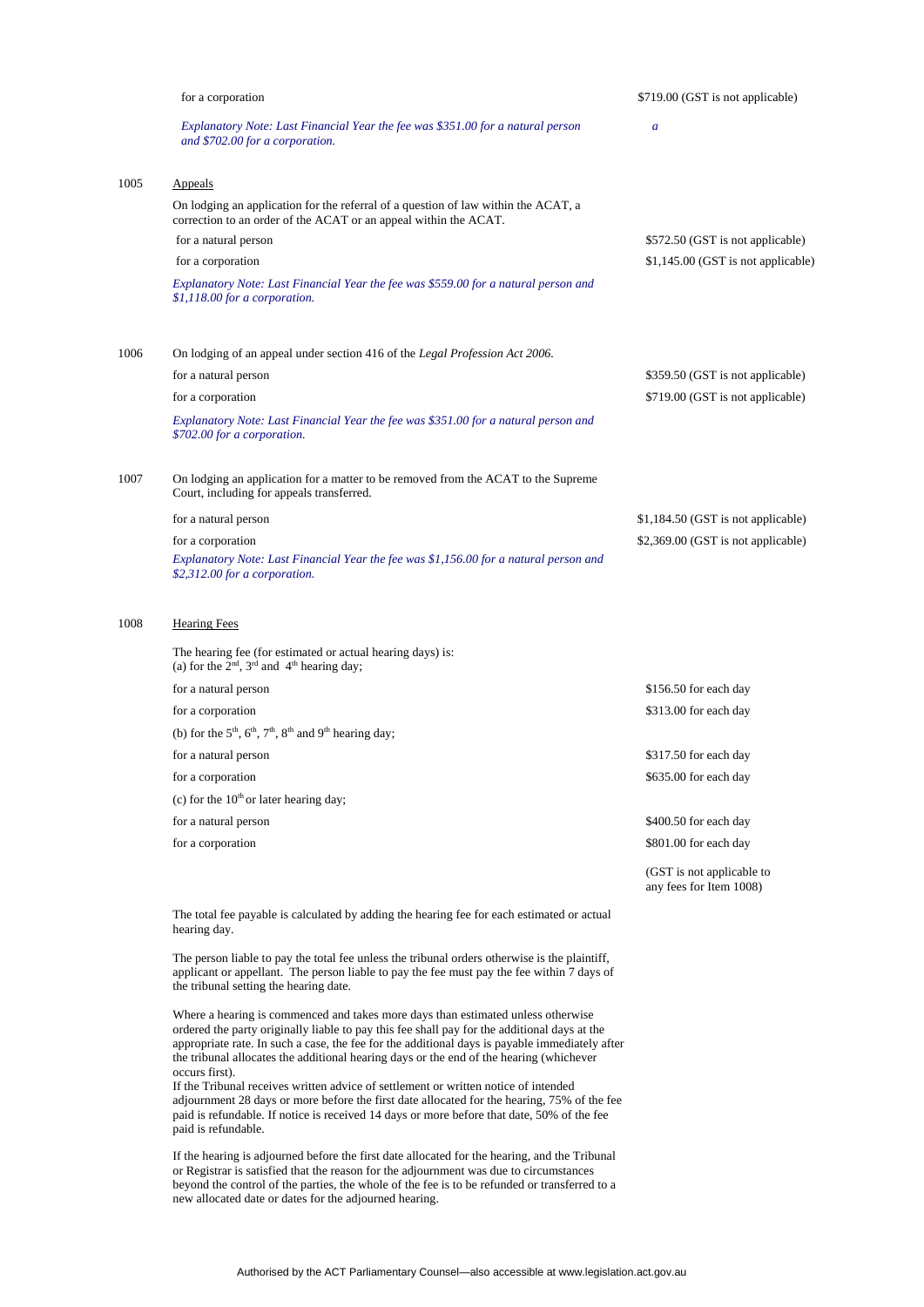| | | |
|---|---|---|
| | for a corporation | $719.00 (GST is not applicable) |
| | *Explanatory Note: Last Financial Year the fee was $351.00 for a natural person and $702.00 for a corporation.* | *a* |
| 1005 | Appeals | |
| | On lodging an application for the referral of a question of law within the ACAT, a correction to an order of the ACAT or an appeal within the ACAT. | |
| | for a natural person | $572.50 (GST is not applicable) |
| | for a corporation | $1,145.00 (GST is not applicable) |
| | *Explanatory Note: Last Financial Year the fee was $559.00 for a natural person and $1,118.00 for a corporation.* | |
| 1006 | On lodging of an appeal under section 416 of the *Legal Profession Act 2006*. | |
| | for a natural person | $359.50 (GST is not applicable) |
| | for a corporation | $719.00 (GST is not applicable) |
| | *Explanatory Note: Last Financial Year the fee was $351.00 for a natural person and $702.00 for a corporation.* | |
| 1007 | On lodging an application for a matter to be removed from the ACAT to the Supreme Court, including for appeals transferred. | |
| | for a natural person | $1,184.50 (GST is not applicable) |
| | for a corporation | $2,369.00 (GST is not applicable) |
| | *Explanatory Note: Last Financial Year the fee was $1,156.00 for a natural person and $2,312.00 for a corporation.* | |
| 1008 | Hearing Fees | |
| | The hearing fee (for estimated or actual hearing days) is: (a) for the 2nd, 3rd and 4th hearing day; | |
| | for a natural person | $156.50 for each day |
| | for a corporation | $313.00 for each day |
| | (b) for the 5th, 6th, 7th, 8th and 9th hearing day; | |
| | for a natural person | $317.50 for each day |
| | for a corporation | $635.00 for each day |
| | (c) for the 10th or later hearing day; | |
| | for a natural person | $400.50 for each day |
| | for a corporation | $801.00 for each day |
| | | (GST is not applicable to any fees for Item 1008) |

The total fee payable is calculated by adding the hearing fee for each estimated or actual hearing day.

The person liable to pay the total fee unless the tribunal orders otherwise is the plaintiff, applicant or appellant. The person liable to pay the fee must pay the fee within 7 days of the tribunal setting the hearing date.

Where a hearing is commenced and takes more days than estimated unless otherwise ordered the party originally liable to pay this fee shall pay for the additional days at the appropriate rate. In such a case, the fee for the additional days is payable immediately after the tribunal allocates the additional hearing days or the end of the hearing (whichever occurs first).
If the Tribunal receives written advice of settlement or written notice of intended adjournment 28 days or more before the first date allocated for the hearing, 75% of the fee paid is refundable. If notice is received 14 days or more before that date, 50% of the fee paid is refundable.

If the hearing is adjourned before the first date allocated for the hearing, and the Tribunal or Registrar is satisfied that the reason for the adjournment was due to circumstances beyond the control of the parties, the whole of the fee is to be refunded or transferred to a new allocated date or dates for the adjourned hearing.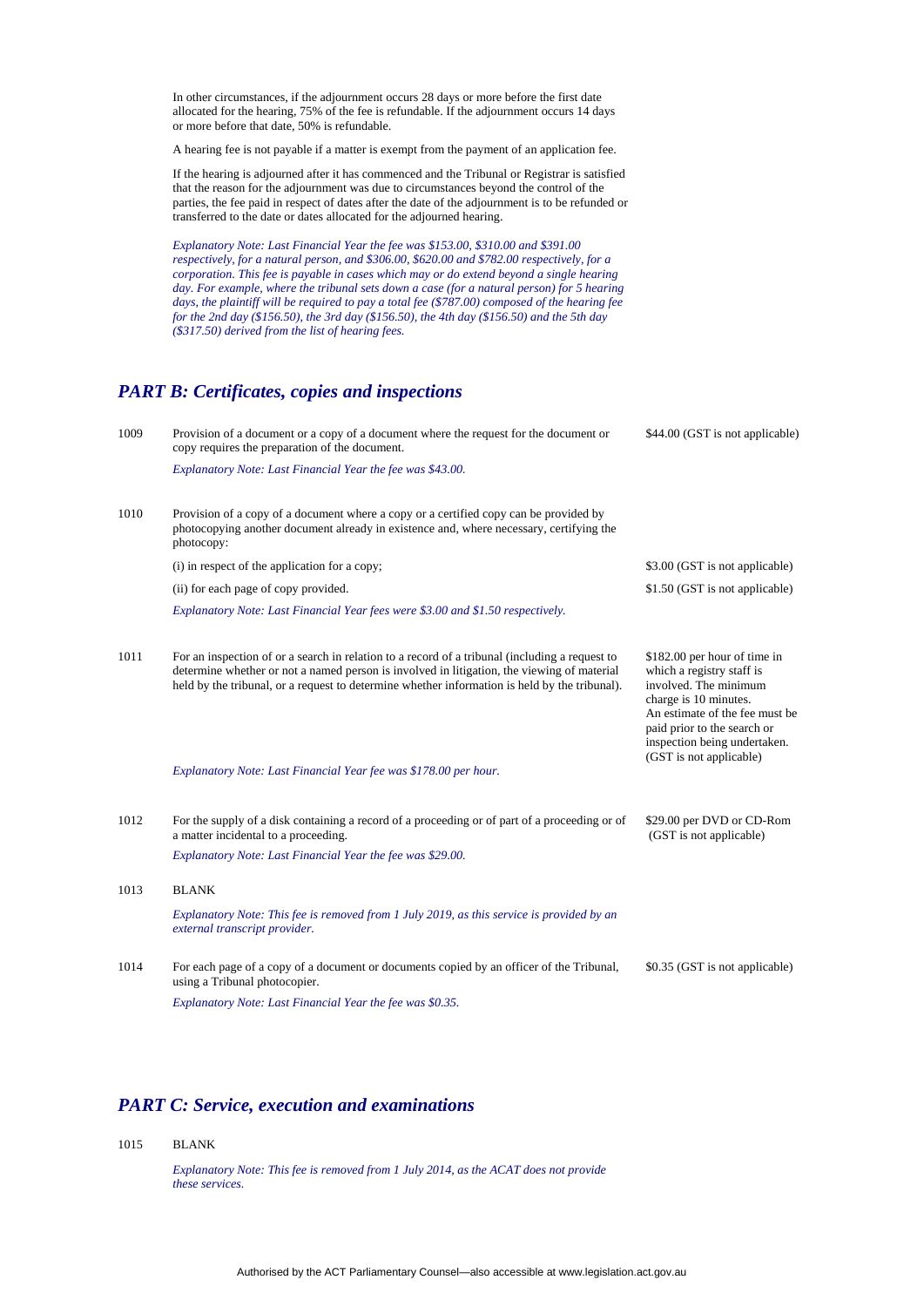In other circumstances, if the adjournment occurs 28 days or more before the first date allocated for the hearing, 75% of the fee is refundable. If the adjournment occurs 14 days or more before that date, 50% is refundable.

A hearing fee is not payable if a matter is exempt from the payment of an application fee.

If the hearing is adjourned after it has commenced and the Tribunal or Registrar is satisfied that the reason for the adjournment was due to circumstances beyond the control of the parties, the fee paid in respect of dates after the date of the adjournment is to be refunded or transferred to the date or dates allocated for the adjourned hearing.

*Explanatory Note: Last Financial Year the fee was $153.00, $310.00 and $391.00 respectively, for a natural person, and $306.00, $620.00 and $782.00 respectively, for a corporation. This fee is payable in cases which may or do extend beyond a single hearing day. For example, where the tribunal sets down a case (for a natural person) for 5 hearing days, the plaintiff will be required to pay a total fee ($787.00) composed of the hearing fee for the 2nd day ($156.50), the 3rd day ($156.50), the 4th day ($156.50) and the 5th day ($317.50) derived from the list of hearing fees.*

## *PART B: Certificates, copies and inspections*

| | | |
|---|---|---|
| 1009 | Provision of a document or a copy of a document where the request for the document or copy requires the preparation of the document.<br>*Explanatory Note: Last Financial Year the fee was $43.00.* | $44.00 (GST is not applicable) |
| 1010 | Provision of a copy of a document where a copy or a certified copy can be provided by photocopying another document already in existence and, where necessary, certifying the photocopy: | |
| | (i) in respect of the application for a copy; | $3.00 (GST is not applicable) |
| | (ii) for each page of copy provided.<br>*Explanatory Note: Last Financial Year fees were $3.00 and $1.50 respectively.* | $1.50 (GST is not applicable) |
| 1011 | For an inspection of or a search in relation to a record of a tribunal (including a request to determine whether or not a named person is involved in litigation, the viewing of material held by the tribunal, or a request to determine whether information is held by the tribunal).<br>*Explanatory Note: Last Financial Year fee was $178.00 per hour.* | $182.00 per hour of time in which a registry staff is involved. The minimum charge is 10 minutes. An estimate of the fee must be paid prior to the search or inspection being undertaken. (GST is not applicable) |
| 1012 | For the supply of a disk containing a record of a proceeding or of part of a proceeding or of a matter incidental to a proceeding.<br>*Explanatory Note: Last Financial Year the fee was $29.00.* | $29.00 per DVD or CD-Rom (GST is not applicable) |
| 1013 | BLANK<br>*Explanatory Note: This fee is removed from 1 July 2019, as this service is provided by an external transcript provider.* | |
| 1014 | For each page of a copy of a document or documents copied by an officer of the Tribunal, using a Tribunal photocopier.<br>*Explanatory Note: Last Financial Year the fee was $0.35.* | $0.35 (GST is not applicable) |

## *PART C: Service, execution and examinations*

| | | |
|---|---|---|
| 1015 | BLANK<br>*Explanatory Note: This fee is removed from 1 July 2014, as the ACAT does not provide these services.* | |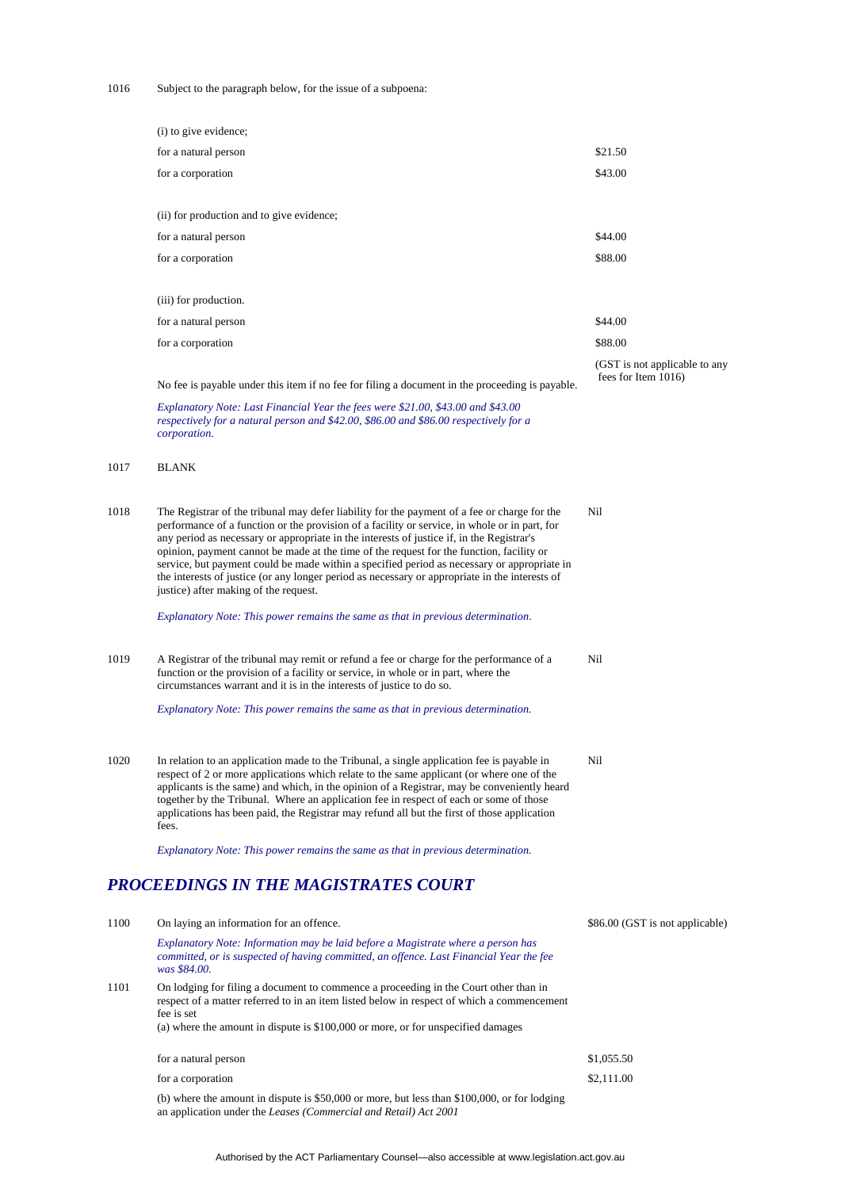| | | |
|---|---|---|
| 1016 | Subject to the paragraph below, for the issue of a subpoena: | |
| | (i) to give evidence; | |
| | for a natural person | $21.50 |
| | for a corporation | $43.00 |
| | (ii) for production and to give evidence; | |
| | for a natural person | $44.00 |
| | for a corporation | $88.00 |
| | (iii) for production. | |
| | for a natural person | $44.00 |
| | for a corporation | $88.00 |
| | No fee is payable under this item if no fee for filing a document in the proceeding is payable. | (GST is not applicable to any fees for Item 1016) |
| | *Explanatory Note: Last Financial Year the fees were $21.00, $43.00 and $43.00 respectively for a natural person and $42.00, $86.00 and $86.00 respectively for a corporation.* | |
| 1017 | BLANK | |
| 1018 | The Registrar of the tribunal may defer liability for the payment of a fee or charge for the performance of a function or the provision of a facility or service, in whole or in part, for any period as necessary or appropriate in the interests of justice if, in the Registrar's opinion, payment cannot be made at the time of the request for the function, facility or service, but payment could be made within a specified period as necessary or appropriate in the interests of justice (or any longer period as necessary or appropriate in the interests of justice) after making of the request. | Nil |
| | *Explanatory Note: This power remains the same as that in previous determination.* | |
| 1019 | A Registrar of the tribunal may remit or refund a fee or charge for the performance of a function or the provision of a facility or service, in whole or in part, where the circumstances warrant and it is in the interests of justice to do so. | Nil |
| | *Explanatory Note: This power remains the same as that in previous determination.* | |
| 1020 | In relation to an application made to the Tribunal, a single application fee is payable in respect of 2 or more applications which relate to the same applicant (or where one of the applicants is the same) and which, in the opinion of a Registrar, may be conveniently heard together by the Tribunal. Where an application fee in respect of each or some of those applications has been paid, the Registrar may refund all but the first of those application fees. | Nil |
| | *Explanatory Note: This power remains the same as that in previous determination.* | |

## *PROCEEDINGS IN THE MAGISTRATES COURT*

| | | |
|---|---|---|
| 1100 | On laying an information for an offence. | $86.00 (GST is not applicable) |
| | *Explanatory Note: Information may be laid before a Magistrate where a person has committed, or is suspected of having committed, an offence. Last Financial Year the fee was $84.00.* | |
| 1101 | On lodging for filing a document to commence a proceeding in the Court other than in respect of a matter referred to in an item listed below in respect of which a commencement fee is set | |
| | (a) where the amount in dispute is $100,000 or more, or for unspecified damages | |
| | for a natural person | $1,055.50 |
| | for a corporation | $2,111.00 |
| | (b) where the amount in dispute is $50,000 or more, but less than $100,000, or for lodging an application under the *Leases (Commercial and Retail) Act 2001* | |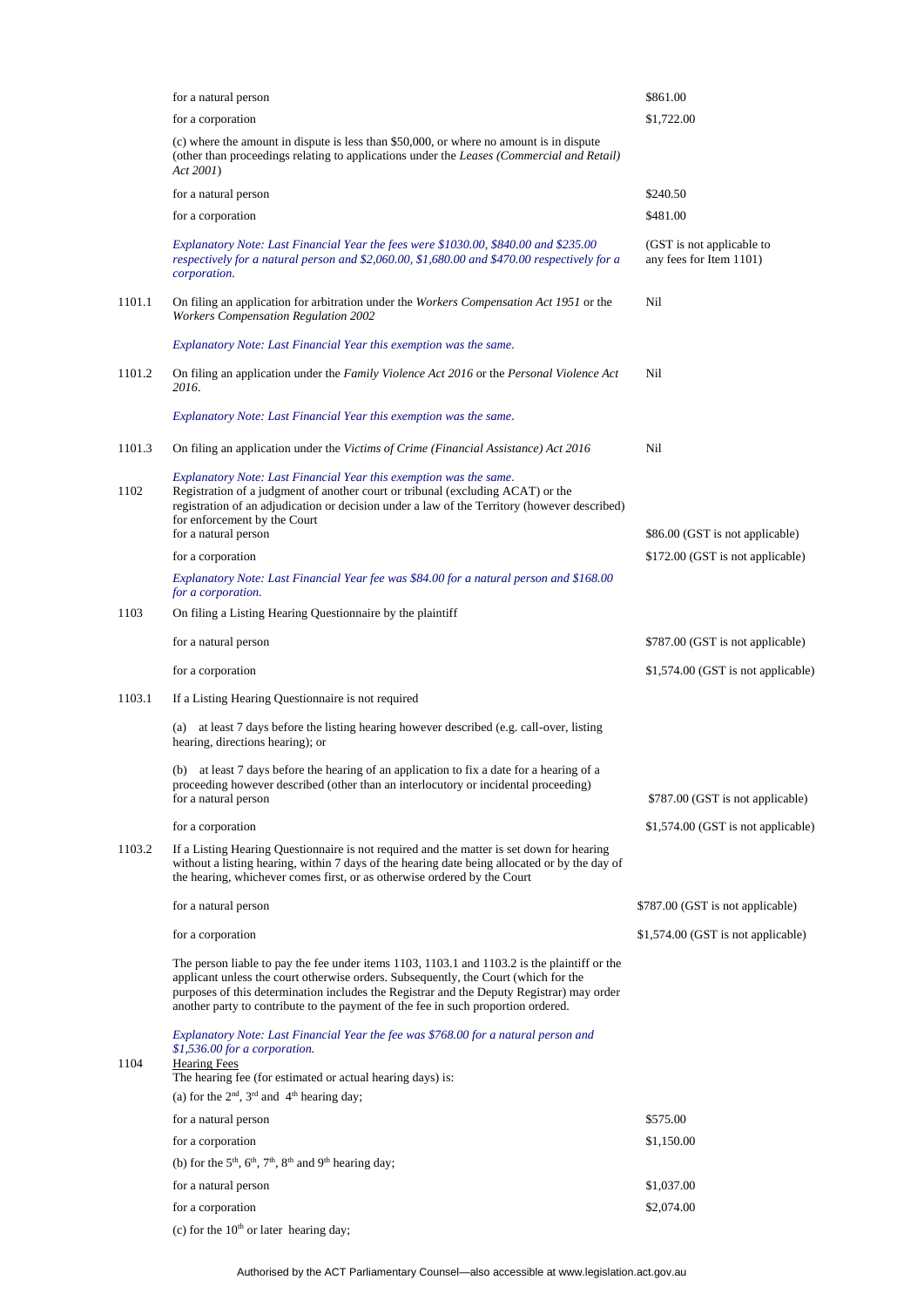| | | |
|---|---|---|
| | for a natural person | $861.00 |
| | for a corporation | $1,722.00 |
| | (c) where the amount in dispute is less than $50,000, or where no amount is in dispute (other than proceedings relating to applications under the *Leases (Commercial and Retail) Act 2001*) | |
| | for a natural person | $240.50 |
| | for a corporation | $481.00 |
| | *Explanatory Note: Last Financial Year the fees were $1030.00, $840.00 and $235.00 respectively for a natural person and $2,060.00, $1,680.00 and $470.00 respectively for a corporation.* | (GST is not applicable to any fees for Item 1101) |
| 1101.1 | On filing an application for arbitration under the *Workers Compensation Act 1951* or the *Workers Compensation Regulation 2002* | Nil |
| | *Explanatory Note: Last Financial Year this exemption was the same.* | |
| 1101.2 | On filing an application under the *Family Violence Act 2016* or the *Personal Violence Act 2016*. | Nil |
| | *Explanatory Note: Last Financial Year this exemption was the same.* | |
| 1101.3 | On filing an application under the *Victims of Crime (Financial Assistance) Act 2016* | Nil |
| | *Explanatory Note: Last Financial Year this exemption was the same.* | |
| 1102 | Registration of a judgment of another court or tribunal (excluding ACAT) or the registration of an adjudication or decision under a law of the Territory (however described) for enforcement by the Court | |
| | for a natural person | $86.00 (GST is not applicable) |
| | for a corporation | $172.00 (GST is not applicable) |
| | *Explanatory Note: Last Financial Year fee was $84.00 for a natural person and $168.00 for a corporation.* | |
| 1103 | On filing a Listing Hearing Questionnaire by the plaintiff | |
| | for a natural person | $787.00 (GST is not applicable) |
| | for a corporation | $1,574.00 (GST is not applicable) |
| 1103.1 | If a Listing Hearing Questionnaire is not required | |
| | (a) at least 7 days before the listing hearing however described (e.g. call-over, listing hearing, directions hearing); or | |
| | (b) at least 7 days before the hearing of an application to fix a date for a hearing of a proceeding however described (other than an interlocutory or incidental proceeding) | |
| | for a natural person | $787.00 (GST is not applicable) |
| | for a corporation | $1,574.00 (GST is not applicable) |
| 1103.2 | If a Listing Hearing Questionnaire is not required and the matter is set down for hearing without a listing hearing, within 7 days of the hearing date being allocated or by the day of the hearing, whichever comes first, or as otherwise ordered by the Court | |
| | for a natural person | $787.00 (GST is not applicable) |
| | for a corporation | $1,574.00 (GST is not applicable) |
| | The person liable to pay the fee under items 1103, 1103.1 and 1103.2 is the plaintiff or the applicant unless the court otherwise orders. Subsequently, the Court (which for the purposes of this determination includes the Registrar and the Deputy Registrar) may order another party to contribute to the payment of the fee in such proportion ordered. | |
| | *Explanatory Note: Last Financial Year the fee was $768.00 for a natural person and $1,536.00 for a corporation.* | |
| 1104 | Hearing Fees<br>The hearing fee (for estimated or actual hearing days) is: | |
| | (a) for the 2nd, 3rd and 4th hearing day; | |
| | for a natural person | $575.00 |
| | for a corporation | $1,150.00 |
| | (b) for the 5th, 6th, 7th, 8th and 9th hearing day; | |
| | for a natural person | $1,037.00 |
| | for a corporation | $2,074.00 |
| | (c) for the 10th or later hearing day; | |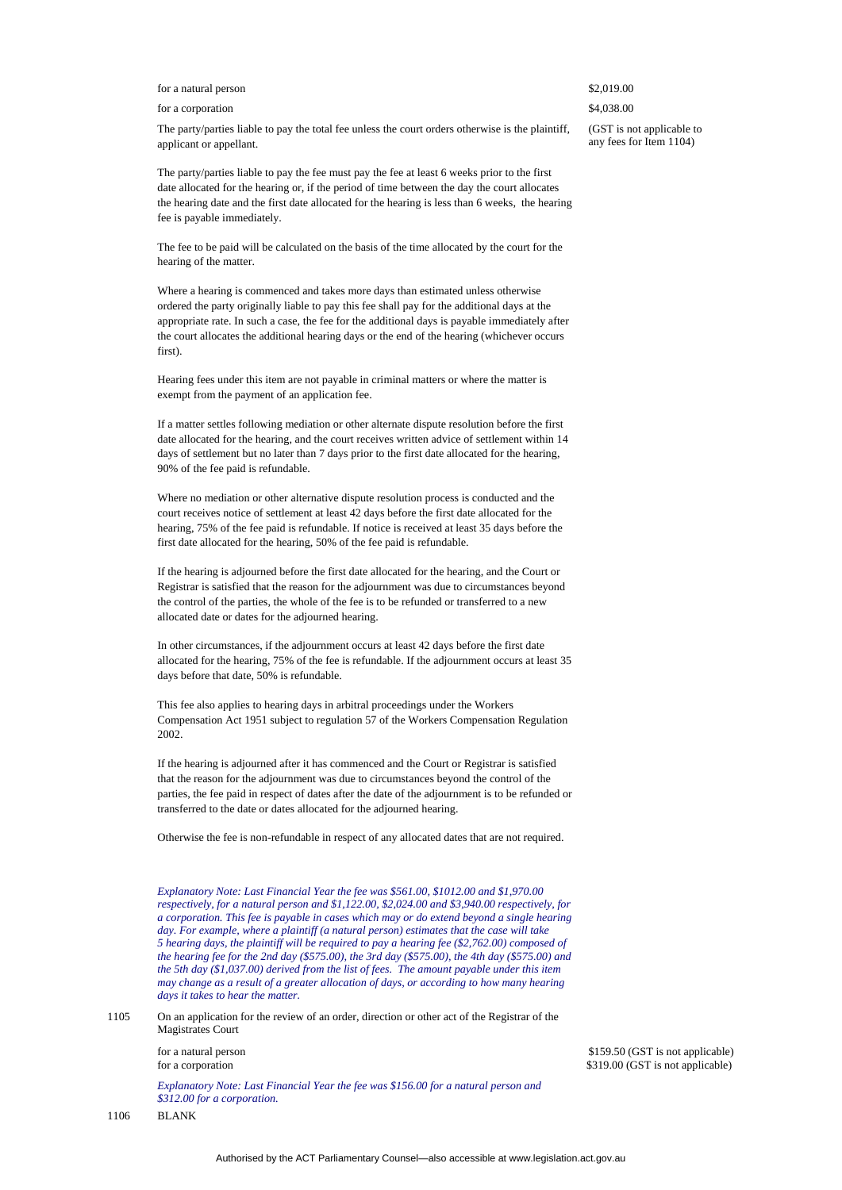| | | |
|---|---|---|
| | for a natural person | \$2,019.00 |
| | for a corporation | \$4,038.00 |
| | The party/parties liable to pay the total fee unless the court orders otherwise is the plaintiff, applicant or appellant. | (GST is not applicable to any fees for Item 1104) |

The party/parties liable to pay the fee must pay the fee at least 6 weeks prior to the first date allocated for the hearing or, if the period of time between the day the court allocates the hearing date and the first date allocated for the hearing is less than 6 weeks, the hearing fee is payable immediately.

The fee to be paid will be calculated on the basis of the time allocated by the court for the hearing of the matter.

Where a hearing is commenced and takes more days than estimated unless otherwise ordered the party originally liable to pay this fee shall pay for the additional days at the appropriate rate. In such a case, the fee for the additional days is payable immediately after the court allocates the additional hearing days or the end of the hearing (whichever occurs first).

Hearing fees under this item are not payable in criminal matters or where the matter is exempt from the payment of an application fee.

If a matter settles following mediation or other alternate dispute resolution before the first date allocated for the hearing, and the court receives written advice of settlement within 14 days of settlement but no later than 7 days prior to the first date allocated for the hearing, 90% of the fee paid is refundable.

Where no mediation or other alternative dispute resolution process is conducted and the court receives notice of settlement at least 42 days before the first date allocated for the hearing, 75% of the fee paid is refundable. If notice is received at least 35 days before the first date allocated for the hearing, 50% of the fee paid is refundable.

If the hearing is adjourned before the first date allocated for the hearing, and the Court or Registrar is satisfied that the reason for the adjournment was due to circumstances beyond the control of the parties, the whole of the fee is to be refunded or transferred to a new allocated date or dates for the adjourned hearing.

In other circumstances, if the adjournment occurs at least 42 days before the first date allocated for the hearing, 75% of the fee is refundable. If the adjournment occurs at least 35 days before that date, 50% is refundable.

This fee also applies to hearing days in arbitral proceedings under the Workers Compensation Act 1951 subject to regulation 57 of the Workers Compensation Regulation 2002.

If the hearing is adjourned after it has commenced and the Court or Registrar is satisfied that the reason for the adjournment was due to circumstances beyond the control of the parties, the fee paid in respect of dates after the date of the adjournment is to be refunded or transferred to the date or dates allocated for the adjourned hearing.

Otherwise the fee is non-refundable in respect of any allocated dates that are not required.

*Explanatory Note: Last Financial Year the fee was \$561.00, \$1012.00 and \$1,970.00 respectively, for a natural person and \$1,122.00, \$2,024.00 and \$3,940.00 respectively, for a corporation. This fee is payable in cases which may or do extend beyond a single hearing day. For example, where a plaintiff (a natural person) estimates that the case will take 5 hearing days, the plaintiff will be required to pay a hearing fee (\$2,762.00) composed of the hearing fee for the 2nd day (\$575.00), the 3rd day (\$575.00), the 4th day (\$575.00) and the 5th day (\$1,037.00) derived from the list of fees. The amount payable under this item may change as a result of a greater allocation of days, or according to how many hearing days it takes to hear the matter.*

| | | |
|---|---|---|
| 1105 | On an application for the review of an order, direction or other act of the Registrar of the Magistrates Court | |
| | for a natural person | \$159.50 (GST is not applicable) |
| | for a corporation | \$319.00 (GST is not applicable) |
| | *Explanatory Note: Last Financial Year the fee was \$156.00 for a natural person and \$312.00 for a corporation.* | |
| 1106 | BLANK | |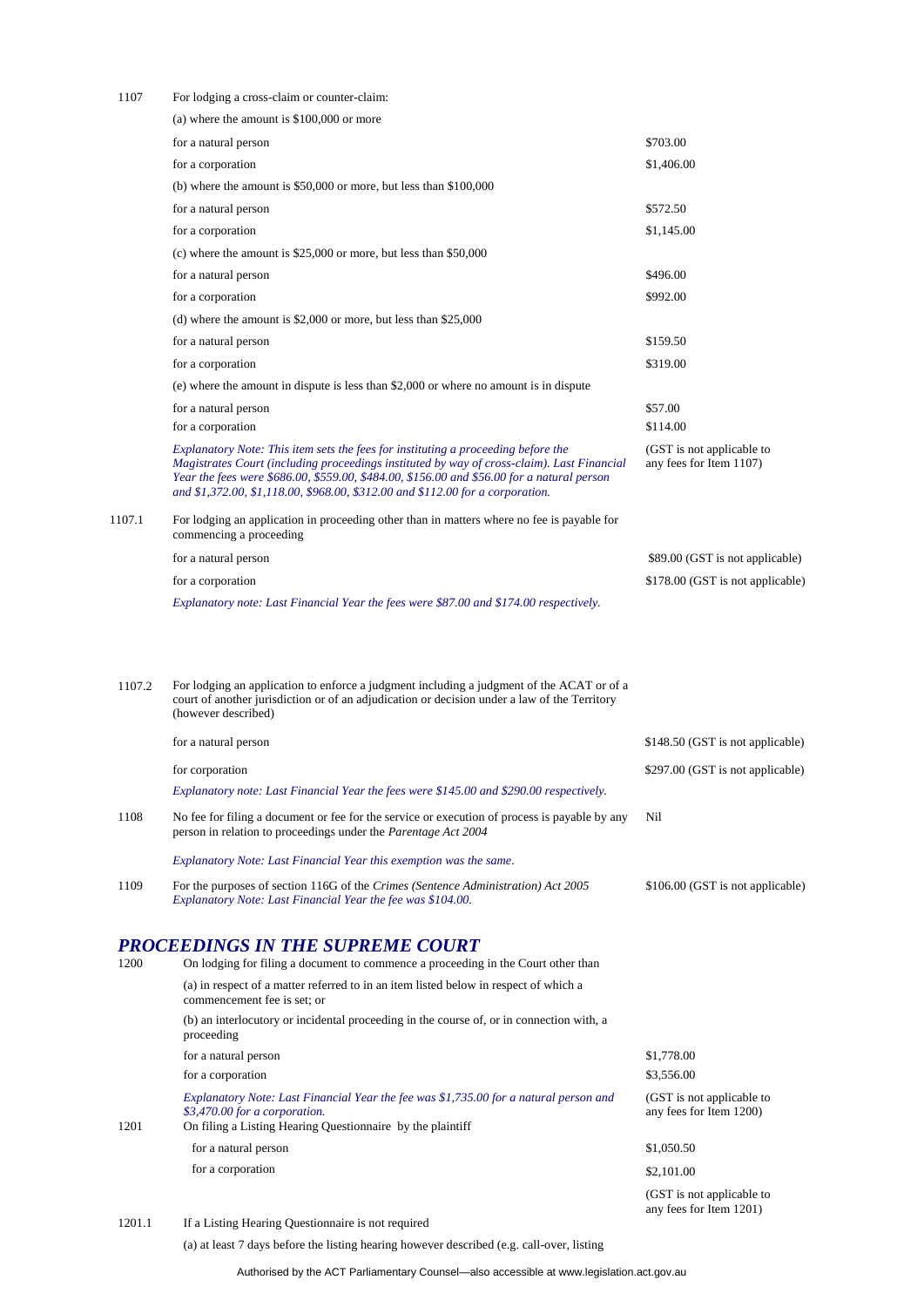| Item | Description | Fee |
|---|---|---|
| 1107 | For lodging a cross-claim or counter-claim: | |
| | (a) where the amount is $100,000 or more | |
| | for a natural person | $703.00 |
| | for a corporation | $1,406.00 |
| | (b) where the amount is $50,000 or more, but less than $100,000 | |
| | for a natural person | $572.50 |
| | for a corporation | $1,145.00 |
| | (c) where the amount is $25,000 or more, but less than $50,000 | |
| | for a natural person | $496.00 |
| | for a corporation | $992.00 |
| | (d) where the amount is $2,000 or more, but less than $25,000 | |
| | for a natural person | $159.50 |
| | for a corporation | $319.00 |
| | (e) where the amount in dispute is less than $2,000 or where no amount is in dispute | |
| | for a natural person | $57.00 |
| | for a corporation | $114.00 |
| | *Explanatory Note: This item sets the fees for instituting a proceeding before the Magistrates Court (including proceedings instituted by way of cross-claim). Last Financial Year the fees were $686.00, $559.00, $484.00, $156.00 and $56.00 for a natural person and $1,372.00, $1,118.00, $968.00, $312.00 and $112.00 for a corporation.* | (GST is not applicable to any fees for Item 1107) |
| 1107.1 | For lodging an application in proceeding other than in matters where no fee is payable for commencing a proceeding | |
| | for a natural person | $89.00 (GST is not applicable) |
| | for a corporation | $178.00 (GST is not applicable) |
| | *Explanatory note: Last Financial Year the fees were $87.00 and $174.00 respectively.* | |
| 1107.2 | For lodging an application to enforce a judgment including a judgment of the ACAT or of a court of another jurisdiction or of an adjudication or decision under a law of the Territory (however described) | |
| | for a natural person | $148.50 (GST is not applicable) |
| | for corporation | $297.00 (GST is not applicable) |
| | *Explanatory note: Last Financial Year the fees were $145.00 and $290.00 respectively.* | |
| 1108 | No fee for filing a document or fee for the service or execution of process is payable by any person in relation to proceedings under the *Parentage Act 2004* | Nil |
| | *Explanatory Note: Last Financial Year this exemption was the same.* | |
| 1109 | For the purposes of section 116G of the *Crimes (Sentence Administration) Act 2005* *Explanatory Note: Last Financial Year the fee was $104.00.* | $106.00 (GST is not applicable) |

## *PROCEEDINGS IN THE SUPREME COURT*

| Item | Description | Fee |
|---|---|---|
| 1200 | On lodging for filing a document to commence a proceeding in the Court other than | |
| | (a) in respect of a matter referred to in an item listed below in respect of which a commencement fee is set; or | |
| | (b) an interlocutory or incidental proceeding in the course of, or in connection with, a proceeding | |
| | for a natural person | $1,778.00 |
| | for a corporation | $3,556.00 |
| | *Explanatory Note: Last Financial Year the fee was $1,735.00 for a natural person and $3,470.00 for a corporation.* | (GST is not applicable to any fees for Item 1200) |
| 1201 | On filing a Listing Hearing Questionnaire by the plaintiff | |
| | for a natural person | $1,050.50 |
| | for a corporation | $2,101.00 |
| | | (GST is not applicable to any fees for Item 1201) |
| 1201.1 | If a Listing Hearing Questionnaire is not required | |
| | (a) at least 7 days before the listing hearing however described (e.g. call-over, listing | |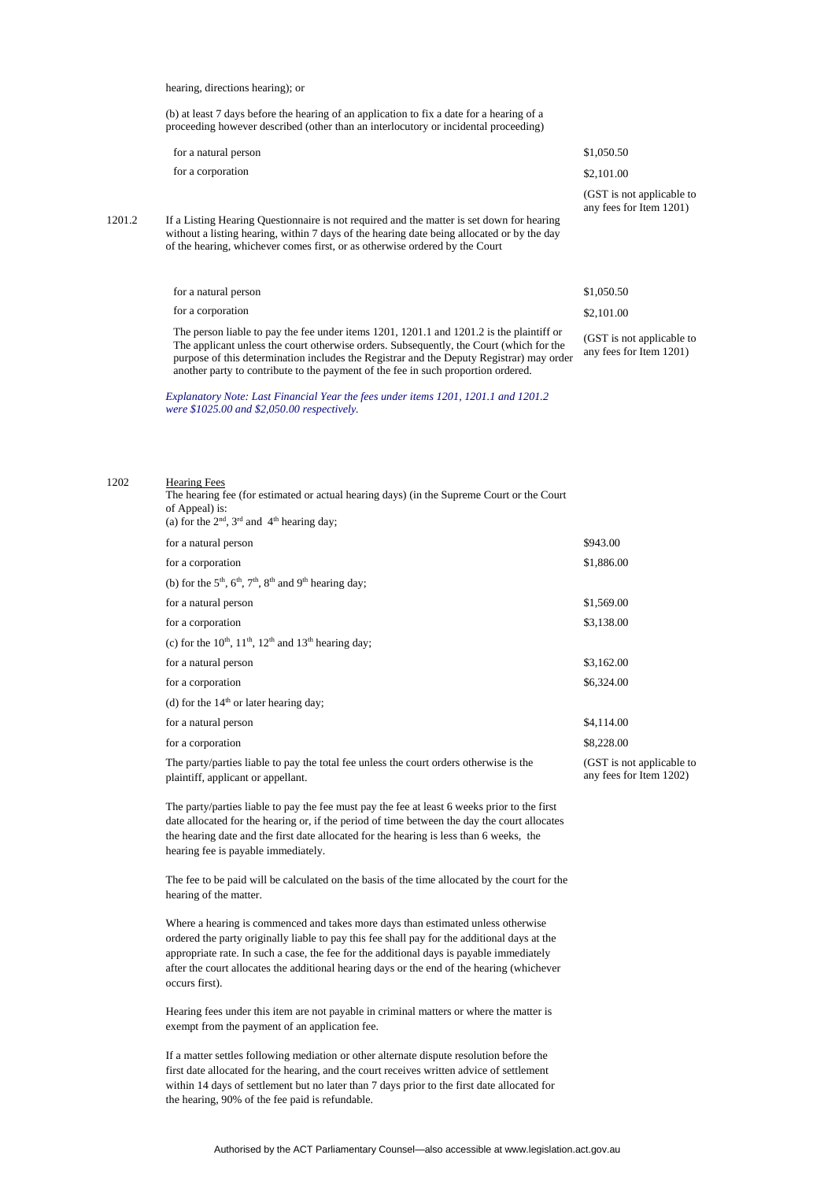| | | |
|---|---|---|
| | hearing, directions hearing); or | |
| | (b) at least 7 days before the hearing of an application to fix a date for a hearing of a proceeding however described (other than an interlocutory or incidental proceeding) | |
| | for a natural person | $1,050.50 |
| | for a corporation | $2,101.00 |
| | | (GST is not applicable to any fees for Item 1201) |
| 1201.2 | If a Listing Hearing Questionnaire is not required and the matter is set down for hearing without a listing hearing, within 7 days of the hearing date being allocated or by the day of the hearing, whichever comes first, or as otherwise ordered by the Court | |
| | for a natural person | $1,050.50 |
| | for a corporation | $2,101.00 |
| | The person liable to pay the fee under items 1201, 1201.1 and 1201.2 is the plaintiff or The applicant unless the court otherwise orders. Subsequently, the Court (which for the purpose of this determination includes the Registrar and the Deputy Registrar) may order another party to contribute to the payment of the fee in such proportion ordered. | (GST is not applicable to any fees for Item 1201) |
| | *Explanatory Note: Last Financial Year the fees under items 1201, 1201.1 and 1201.2 were $1025.00 and $2,050.00 respectively.* | |
| 1202 | Hearing Fees<br>The hearing fee (for estimated or actual hearing days) (in the Supreme Court or the Court of Appeal) is:<br>(a) for the 2nd, 3rd and 4th hearing day; | |
| | for a natural person | $943.00 |
| | for a corporation | $1,886.00 |
| | (b) for the 5th, 6th, 7th, 8th and 9th hearing day; | |
| | for a natural person | $1,569.00 |
| | for a corporation | $3,138.00 |
| | (c) for the 10th, 11th, 12th and 13th hearing day; | |
| | for a natural person | $3,162.00 |
| | for a corporation | $6,324.00 |
| | (d) for the 14th or later hearing day; | |
| | for a natural person | $4,114.00 |
| | for a corporation | $8,228.00 |
| | The party/parties liable to pay the total fee unless the court orders otherwise is the plaintiff, applicant or appellant. | (GST is not applicable to any fees for Item 1202) |
| | The party/parties liable to pay the fee must pay the fee at least 6 weeks prior to the first date allocated for the hearing or, if the period of time between the day the court allocates the hearing date and the first date allocated for the hearing is less than 6 weeks, the hearing fee is payable immediately. | |
| | The fee to be paid will be calculated on the basis of the time allocated by the court for the hearing of the matter. | |
| | Where a hearing is commenced and takes more days than estimated unless otherwise ordered the party originally liable to pay this fee shall pay for the additional days at the appropriate rate. In such a case, the fee for the additional days is payable immediately after the court allocates the additional hearing days or the end of the hearing (whichever occurs first). | |
| | Hearing fees under this item are not payable in criminal matters or where the matter is exempt from the payment of an application fee. | |
| | If a matter settles following mediation or other alternate dispute resolution before the first date allocated for the hearing, and the court receives written advice of settlement within 14 days of settlement but no later than 7 days prior to the first date allocated for the hearing, 90% of the fee paid is refundable. | |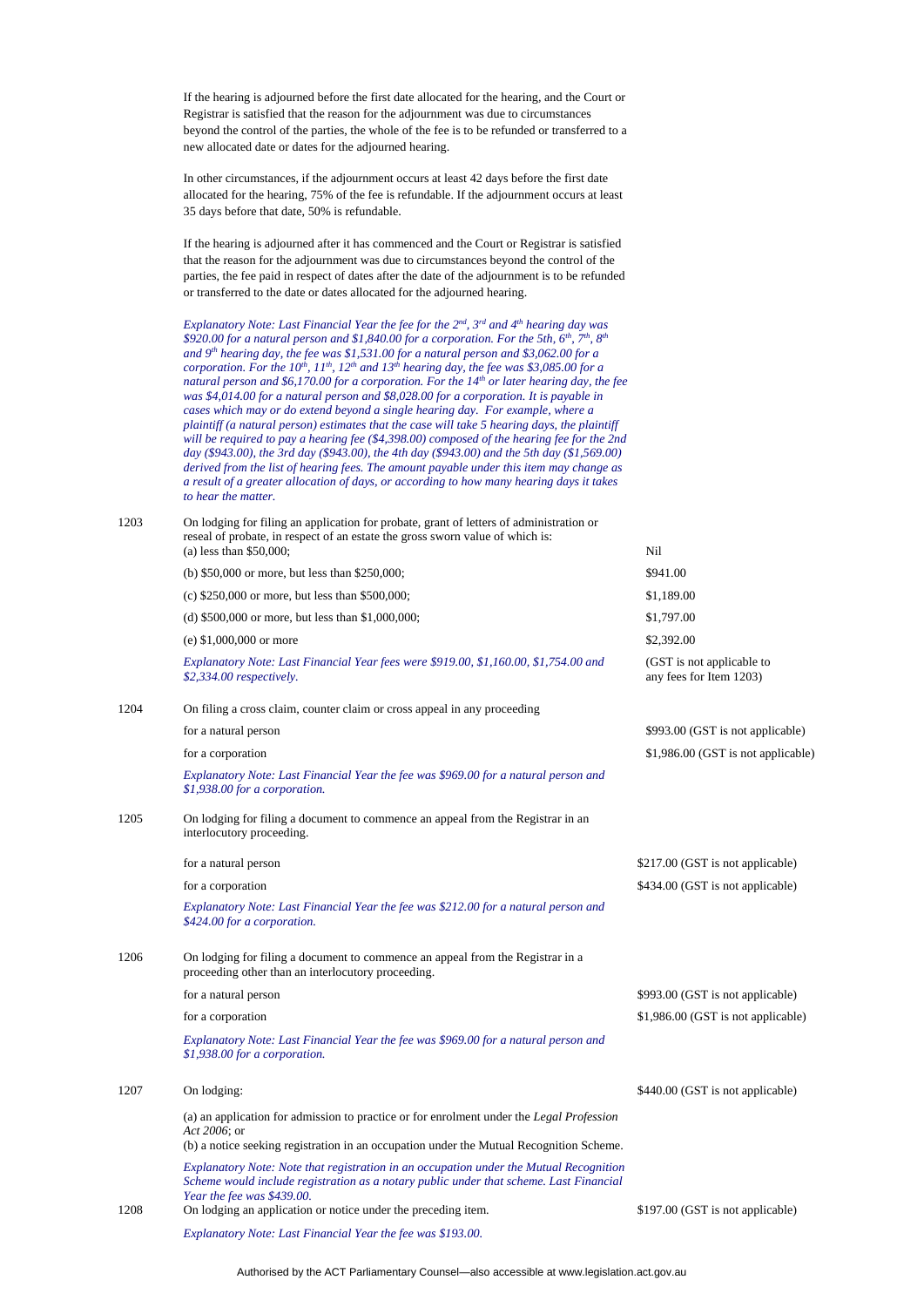If the hearing is adjourned before the first date allocated for the hearing, and the Court or Registrar is satisfied that the reason for the adjournment was due to circumstances beyond the control of the parties, the whole of the fee is to be refunded or transferred to a new allocated date or dates for the adjourned hearing.

In other circumstances, if the adjournment occurs at least 42 days before the first date allocated for the hearing, 75% of the fee is refundable. If the adjournment occurs at least 35 days before that date, 50% is refundable.

If the hearing is adjourned after it has commenced and the Court or Registrar is satisfied that the reason for the adjournment was due to circumstances beyond the control of the parties, the fee paid in respect of dates after the date of the adjournment is to be refunded or transferred to the date or dates allocated for the adjourned hearing.

*Explanatory Note: Last Financial Year the fee for the 2nd, 3rd and 4th hearing day was $920.00 for a natural person and $1,840.00 for a corporation. For the 5th, 6th, 7th, 8th and 9th hearing day, the fee was $1,531.00 for a natural person and $3,062.00 for a corporation. For the 10th, 11th, 12th and 13th hearing day, the fee was $3,085.00 for a natural person and $6,170.00 for a corporation. For the 14th or later hearing day, the fee was $4,014.00 for a natural person and $8,028.00 for a corporation. It is payable in cases which may or do extend beyond a single hearing day. For example, where a plaintiff (a natural person) estimates that the case will take 5 hearing days, the plaintiff will be required to pay a hearing fee ($4,398.00) composed of the hearing fee for the 2nd day ($943.00), the 3rd day ($943.00), the 4th day ($943.00) and the 5th day ($1,569.00) derived from the list of hearing fees. The amount payable under this item may change as a result of a greater allocation of days, or according to how many hearing days it takes to hear the matter.*

| | | |
|---|---|---|
| 1203 | On lodging for filing an application for probate, grant of letters of administration or reseal of probate, in respect of an estate the gross sworn value of which is: | |
| | (a) less than $50,000; | Nil |
| | (b) $50,000 or more, but less than $250,000; | $941.00 |
| | (c) $250,000 or more, but less than $500,000; | $1,189.00 |
| | (d) $500,000 or more, but less than $1,000,000; | $1,797.00 |
| | (e) $1,000,000 or more | $2,392.00 |
| | *Explanatory Note: Last Financial Year fees were $919.00, $1,160.00, $1,754.00 and $2,334.00 respectively.* | (GST is not applicable to any fees for Item 1203) |
| 1204 | On filing a cross claim, counter claim or cross appeal in any proceeding | |
| | for a natural person | $993.00 (GST is not applicable) |
| | for a corporation | $1,986.00 (GST is not applicable) |
| | *Explanatory Note: Last Financial Year the fee was $969.00 for a natural person and $1,938.00 for a corporation.* | |
| 1205 | On lodging for filing a document to commence an appeal from the Registrar in an interlocutory proceeding. | |
| | for a natural person | $217.00 (GST is not applicable) |
| | for a corporation | $434.00 (GST is not applicable) |
| | *Explanatory Note: Last Financial Year the fee was $212.00 for a natural person and $424.00 for a corporation.* | |
| 1206 | On lodging for filing a document to commence an appeal from the Registrar in a proceeding other than an interlocutory proceeding. | |
| | for a natural person | $993.00 (GST is not applicable) |
| | for a corporation | $1,986.00 (GST is not applicable) |
| | *Explanatory Note: Last Financial Year the fee was $969.00 for a natural person and $1,938.00 for a corporation.* | |
| 1207 | On lodging: | $440.00 (GST is not applicable) |
| | (a) an application for admission to practice or for enrolment under the *Legal Profession Act 2006*; or<br>(b) a notice seeking registration in an occupation under the Mutual Recognition Scheme. | |
| | *Explanatory Note: Note that registration in an occupation under the Mutual Recognition Scheme would include registration as a notary public under that scheme. Last Financial Year the fee was $439.00.* | |
| 1208 | On lodging an application or notice under the preceding item. | $197.00 (GST is not applicable) |
| | *Explanatory Note: Last Financial Year the fee was $193.00.* | |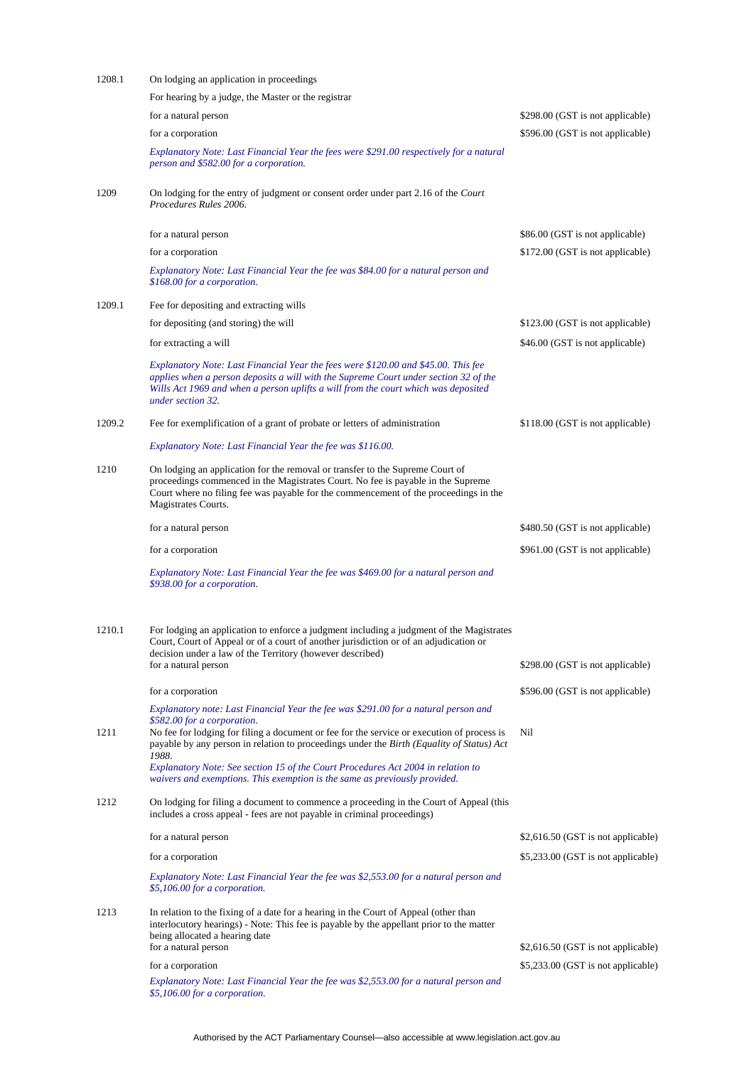| | | |
|---|---|---|
| 1208.1 | On lodging an application in proceedings | |
| | For hearing by a judge, the Master or the registrar | |
| | for a natural person | $298.00 (GST is not applicable) |
| | for a corporation | $596.00 (GST is not applicable) |
| | *Explanatory Note: Last Financial Year the fees were $291.00 respectively for a natural person and $582.00 for a corporation.* | |
| 1209 | On lodging for the entry of judgment or consent order under part 2.16 of the *Court Procedures Rules 2006*. | |
| | for a natural person | $86.00 (GST is not applicable) |
| | for a corporation | $172.00 (GST is not applicable) |
| | *Explanatory Note: Last Financial Year the fee was $84.00 for a natural person and $168.00 for a corporation.* | |
| 1209.1 | Fee for depositing and extracting wills | |
| | for depositing (and storing) the will | $123.00 (GST is not applicable) |
| | for extracting a will | $46.00 (GST is not applicable) |
| | *Explanatory Note: Last Financial Year the fees were $120.00 and $45.00. This fee applies when a person deposits a will with the Supreme Court under section 32 of the Wills Act 1969 and when a person uplifts a will from the court which was deposited under section 32.* | |
| 1209.2 | Fee for exemplification of a grant of probate or letters of administration | $118.00 (GST is not applicable) |
| | *Explanatory Note: Last Financial Year the fee was $116.00.* | |
| 1210 | On lodging an application for the removal or transfer to the Supreme Court of proceedings commenced in the Magistrates Court. No fee is payable in the Supreme Court where no filing fee was payable for the commencement of the proceedings in the Magistrates Courts. | |
| | for a natural person | $480.50 (GST is not applicable) |
| | for a corporation | $961.00 (GST is not applicable) |
| | *Explanatory Note: Last Financial Year the fee was $469.00 for a natural person and $938.00 for a corporation.* | |
| 1210.1 | For lodging an application to enforce a judgment including a judgment of the Magistrates Court, Court of Appeal or of a court of another jurisdiction or of an adjudication or decision under a law of the Territory (however described) | |
| | for a natural person | $298.00 (GST is not applicable) |
| | for a corporation | $596.00 (GST is not applicable) |
| | *Explanatory note: Last Financial Year the fee was $291.00 for a natural person and $582.00 for a corporation.* | |
| 1211 | No fee for lodging for filing a document or fee for the service or execution of process is payable by any person in relation to proceedings under the *Birth (Equality of Status) Act 1988*. | Nil |
| | *Explanatory Note: See section 15 of the Court Procedures Act 2004 in relation to waivers and exemptions. This exemption is the same as previously provided.* | |
| 1212 | On lodging for filing a document to commence a proceeding in the Court of Appeal (this includes a cross appeal - fees are not payable in criminal proceedings) | |
| | for a natural person | $2,616.50 (GST is not applicable) |
| | for a corporation | $5,233.00 (GST is not applicable) |
| | *Explanatory Note: Last Financial Year the fee was $2,553.00 for a natural person and $5,106.00 for a corporation.* | |
| 1213 | In relation to the fixing of a date for a hearing in the Court of Appeal (other than interlocutory hearings) - Note: This fee is payable by the appellant prior to the matter being allocated a hearing date | |
| | for a natural person | $2,616.50 (GST is not applicable) |
| | for a corporation | $5,233.00 (GST is not applicable) |
| | *Explanatory Note: Last Financial Year the fee was $2,553.00 for a natural person and $5,106.00 for a corporation.* | |

Authorised by the ACT Parliamentary Counsel—also accessible at www.legislation.act.gov.au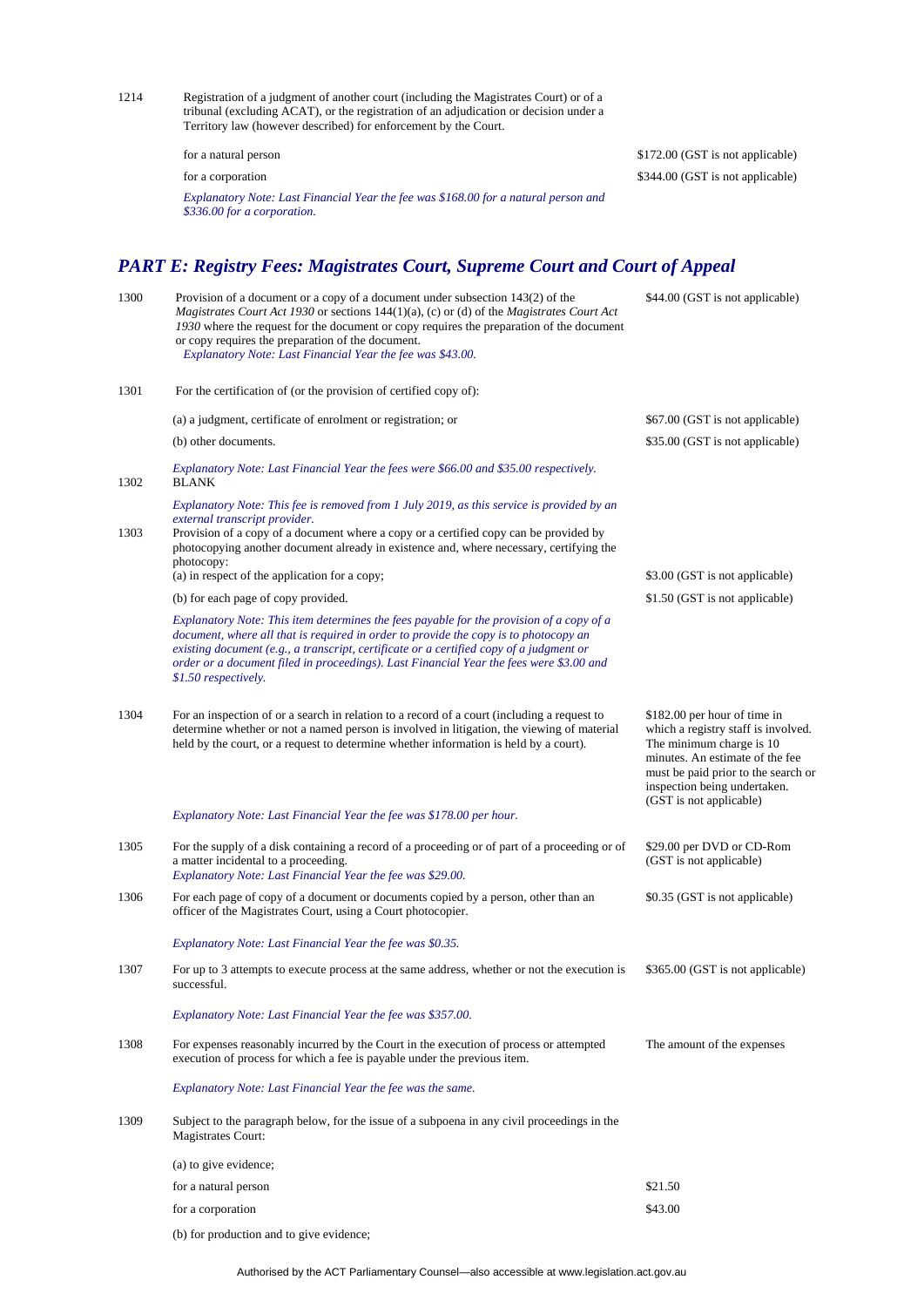| | | |
|---|---|---|
| 1214 | Registration of a judgment of another court (including the Magistrates Court) or of a tribunal (excluding ACAT), or the registration of an adjudication or decision under a Territory law (however described) for enforcement by the Court. | |
| | for a natural person | $172.00 (GST is not applicable) |
| | for a corporation | $344.00 (GST is not applicable) |
| | *Explanatory Note: Last Financial Year the fee was $168.00 for a natural person and $336.00 for a corporation.* | |

## *PART E: Registry Fees: Magistrates Court, Supreme Court and Court of Appeal*

| | | |
|---|---|---|
| 1300 | Provision of a document or a copy of a document under subsection 143(2) of the *Magistrates Court Act 1930* or sections 144(1)(a), (c) or (d) of the *Magistrates Court Act 1930* where the request for the document or copy requires the preparation of the document or copy requires the preparation of the document. *Explanatory Note: Last Financial Year the fee was $43.00.* | $44.00 (GST is not applicable) |
| 1301 | For the certification of (or the provision of certified copy of): | |
| | (a) a judgment, certificate of enrolment or registration; or | $67.00 (GST is not applicable) |
| | (b) other documents. | $35.00 (GST is not applicable) |
| | *Explanatory Note: Last Financial Year the fees were $66.00 and $35.00 respectively.* | |
| 1302 | BLANK | |
| | *Explanatory Note: This fee is removed from 1 July 2019, as this service is provided by an external transcript provider.* | |
| 1303 | Provision of a copy of a document where a copy or a certified copy can be provided by photocopying another document already in existence and, where necessary, certifying the photocopy: | |
| | (a) in respect of the application for a copy; | $3.00 (GST is not applicable) |
| | (b) for each page of copy provided. | $1.50 (GST is not applicable) |
| | *Explanatory Note: This item determines the fees payable for the provision of a copy of a document, where all that is required in order to provide the copy is to photocopy an existing document (e.g., a transcript, certificate or a certified copy of a judgment or order or a document filed in proceedings). Last Financial Year the fees were $3.00 and $1.50 respectively.* | |
| 1304 | For an inspection of or a search in relation to a record of a court (including a request to determine whether or not a named person is involved in litigation, the viewing of material held by the court, or a request to determine whether information is held by a court). | $182.00 per hour of time in which a registry staff is involved. The minimum charge is 10 minutes. An estimate of the fee must be paid prior to the search or inspection being undertaken. (GST is not applicable) |
| | *Explanatory Note: Last Financial Year the fee was $178.00 per hour.* | |
| 1305 | For the supply of a disk containing a record of a proceeding or of part of a proceeding or of a matter incidental to a proceeding. *Explanatory Note: Last Financial Year the fee was $29.00.* | $29.00 per DVD or CD-Rom (GST is not applicable) |
| 1306 | For each page of copy of a document or documents copied by a person, other than an officer of the Magistrates Court, using a Court photocopier. | $0.35 (GST is not applicable) |
| | *Explanatory Note: Last Financial Year the fee was $0.35.* | |
| 1307 | For up to 3 attempts to execute process at the same address, whether or not the execution is successful. | $365.00 (GST is not applicable) |
| | *Explanatory Note: Last Financial Year the fee was $357.00.* | |
| 1308 | For expenses reasonably incurred by the Court in the execution of process or attempted execution of process for which a fee is payable under the previous item. | The amount of the expenses |
| | *Explanatory Note: Last Financial Year the fee was the same.* | |
| 1309 | Subject to the paragraph below, for the issue of a subpoena in any civil proceedings in the Magistrates Court: | |
| | (a) to give evidence; | |
| | for a natural person | $21.50 |
| | for a corporation | $43.00 |
| | (b) for production and to give evidence; | |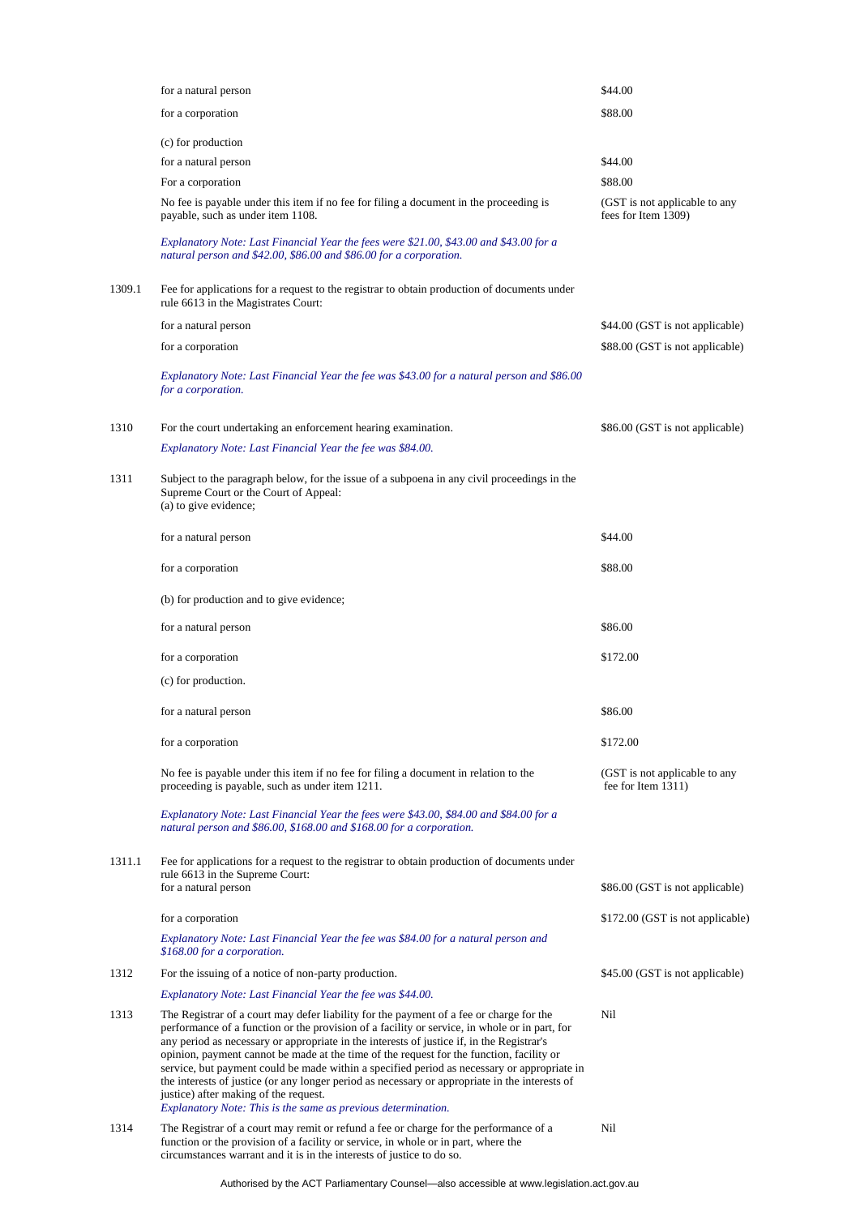| | | |
|---|---|---|
| | for a natural person | $44.00 |
| | for a corporation | $88.00 |
| | (c) for production | |
| | for a natural person | $44.00 |
| | For a corporation | $88.00 |
| | No fee is payable under this item if no fee for filing a document in the proceeding is payable, such as under item 1108. | (GST is not applicable to any fees for Item 1309) |
| | *Explanatory Note: Last Financial Year the fees were $21.00, $43.00 and $43.00 for a natural person and $42.00, $86.00 and $86.00 for a corporation.* | |
| 1309.1 | Fee for applications for a request to the registrar to obtain production of documents under rule 6613 in the Magistrates Court: | |
| | for a natural person | $44.00 (GST is not applicable) |
| | for a corporation | $88.00 (GST is not applicable) |
| | *Explanatory Note: Last Financial Year the fee was $43.00 for a natural person and $86.00 for a corporation.* | |
| 1310 | For the court undertaking an enforcement hearing examination. | $86.00 (GST is not applicable) |
| | *Explanatory Note: Last Financial Year the fee was $84.00.* | |
| 1311 | Subject to the paragraph below, for the issue of a subpoena in any civil proceedings in the Supreme Court or the Court of Appeal:<br>(a) to give evidence; | |
| | for a natural person | $44.00 |
| | for a corporation | $88.00 |
| | (b) for production and to give evidence; | |
| | for a natural person | $86.00 |
| | for a corporation | $172.00 |
| | (c) for production. | |
| | for a natural person | $86.00 |
| | for a corporation | $172.00 |
| | No fee is payable under this item if no fee for filing a document in relation to the proceeding is payable, such as under item 1211. | (GST is not applicable to any fee for Item 1311) |
| | *Explanatory Note: Last Financial Year the fees were $43.00, $84.00 and $84.00 for a natural person and $86.00, $168.00 and $168.00 for a corporation.* | |
| 1311.1 | Fee for applications for a request to the registrar to obtain production of documents under rule 6613 in the Supreme Court:<br>for a natural person | $86.00 (GST is not applicable) |
| | for a corporation | $172.00 (GST is not applicable) |
| | *Explanatory Note: Last Financial Year the fee was $84.00 for a natural person and $168.00 for a corporation.* | |
| 1312 | For the issuing of a notice of non-party production. | $45.00 (GST is not applicable) |
| | *Explanatory Note: Last Financial Year the fee was $44.00.* | |
| 1313 | The Registrar of a court may defer liability for the payment of a fee or charge for the performance of a function or the provision of a facility or service, in whole or in part, for any period as necessary or appropriate in the interests of justice if, in the Registrar's opinion, payment cannot be made at the time of the request for the function, facility or service, but payment could be made within a specified period as necessary or appropriate in the interests of justice (or any longer period as necessary or appropriate in the interests of justice) after making of the request.<br>*Explanatory Note: This is the same as previous determination.* | Nil |
| 1314 | The Registrar of a court may remit or refund a fee or charge for the performance of a function or the provision of a facility or service, in whole or in part, where the circumstances warrant and it is in the interests of justice to do so. | Nil |

Authorised by the ACT Parliamentary Counsel—also accessible at www.legislation.act.gov.au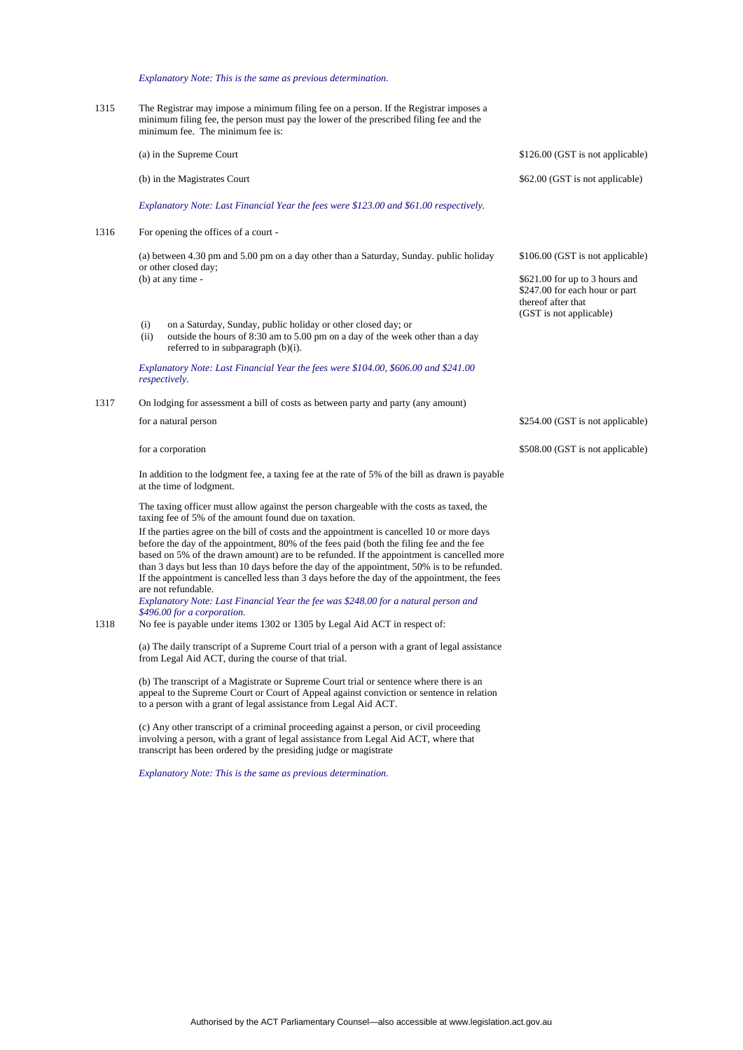*Explanatory Note: This is the same as previous determination.*

| | | |
|---|---|---|
| 1315 | The Registrar may impose a minimum filing fee on a person. If the Registrar imposes a minimum filing fee, the person must pay the lower of the prescribed filing fee and the minimum fee. The minimum fee is: | |
| | (a) in the Supreme Court | $126.00 (GST is not applicable) |
| | (b) in the Magistrates Court | $62.00 (GST is not applicable) |
| | *Explanatory Note: Last Financial Year the fees were $123.00 and $61.00 respectively.* | |
| 1316 | For opening the offices of a court - | |
| | (a) between 4.30 pm and 5.00 pm on a day other than a Saturday, Sunday. public holiday or other closed day; | $106.00 (GST is not applicable) |
| | (b) at any time - (i) on a Saturday, Sunday, public holiday or other closed day; or (ii) outside the hours of 8:30 am to 5.00 pm on a day of the week other than a day referred to in subparagraph (b)(i). | $621.00 for up to 3 hours and $247.00 for each hour or part thereof after that (GST is not applicable) |
| | *Explanatory Note: Last Financial Year the fees were $104.00, $606.00 and $241.00 respectively.* | |
| 1317 | On lodging for assessment a bill of costs as between party and party (any amount) | |
| | for a natural person | $254.00 (GST is not applicable) |
| | for a corporation | $508.00 (GST is not applicable) |
| | In addition to the lodgment fee, a taxing fee at the rate of 5% of the bill as drawn is payable at the time of lodgment. | |
| | The taxing officer must allow against the person chargeable with the costs as taxed, the taxing fee of 5% of the amount found due on taxation. | |
| | If the parties agree on the bill of costs and the appointment is cancelled 10 or more days before the day of the appointment, 80% of the fees paid (both the filing fee and the fee based on 5% of the drawn amount) are to be refunded. If the appointment is cancelled more than 3 days but less than 10 days before the day of the appointment, 50% is to be refunded. If the appointment is cancelled less than 3 days before the day of the appointment, the fees are not refundable. | |
| | *Explanatory Note: Last Financial Year the fee was $248.00 for a natural person and $496.00 for a corporation.* | |
| 1318 | No fee is payable under items 1302 or 1305 by Legal Aid ACT in respect of: | |
| | (a) The daily transcript of a Supreme Court trial of a person with a grant of legal assistance from Legal Aid ACT, during the course of that trial. | |
| | (b) The transcript of a Magistrate or Supreme Court trial or sentence where there is an appeal to the Supreme Court or Court of Appeal against conviction or sentence in relation to a person with a grant of legal assistance from Legal Aid ACT. | |
| | (c) Any other transcript of a criminal proceeding against a person, or civil proceeding involving a person, with a grant of legal assistance from Legal Aid ACT, where that transcript has been ordered by the presiding judge or magistrate | |
| | *Explanatory Note: This is the same as previous determination.* | |